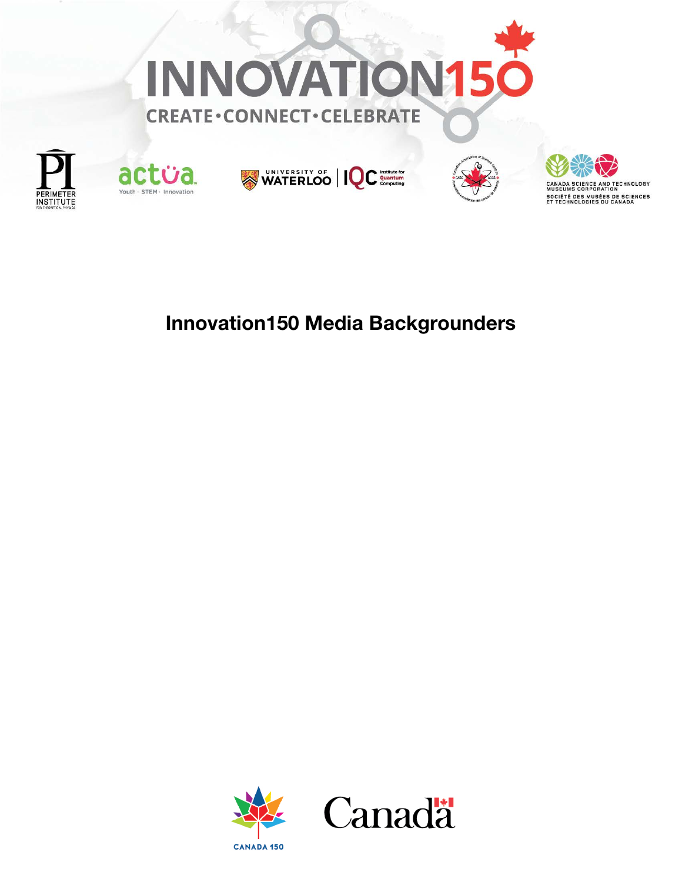# INNOVATION150

CREATE·CONNECT·CELEBRATE

PERIMETER INSTITUTE FOR THEORETICAL PHYSICS

actua Youth · STEM · Innovation

UNIVERSITY OF WATERLOO | IQC Institute for Quantum Computing

CANADA SCIENCE AND TECHNOLOGY MUSEUMS CORPORATION
SOCIÉTÉ DES MUSÉES DE SCIENCES ET TECHNOLOGIES DU CANADA

## Innovation150 Media Backgrounders

CANADA 150

Canada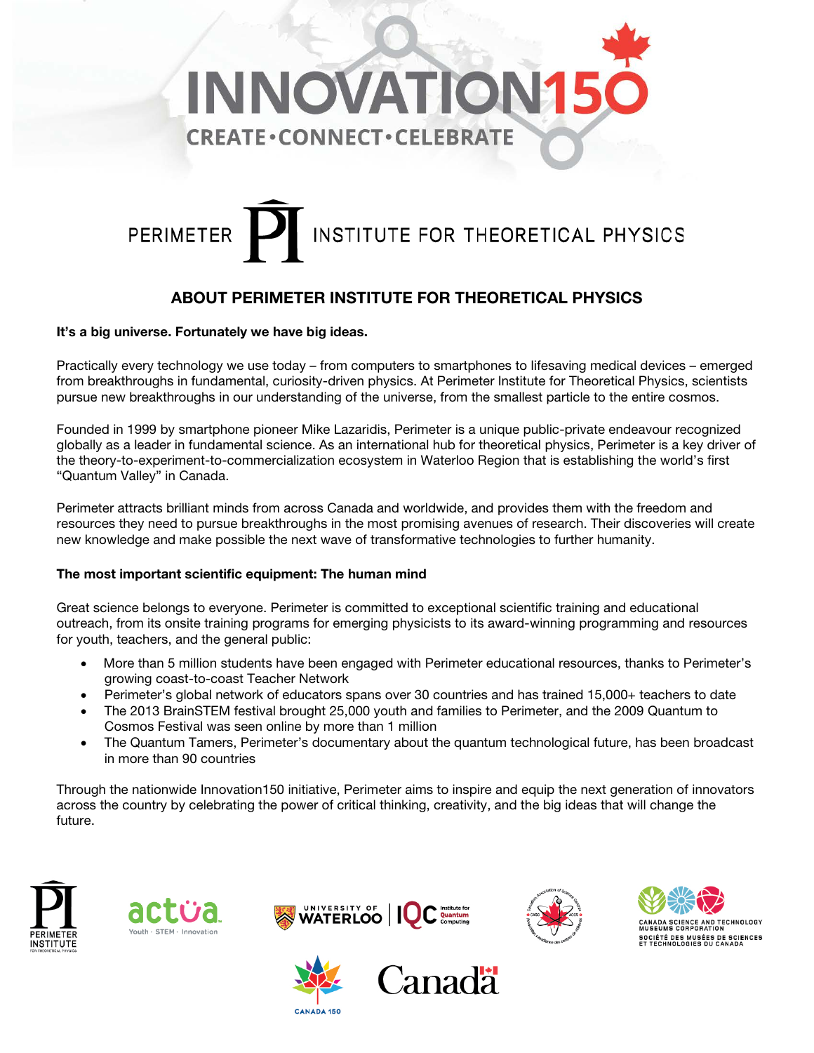# INNOVATION150

CREATE•CONNECT•CELEBRATE

PERIMETER INSTITUTE FOR THEORETICAL PHYSICS

## ABOUT PERIMETER INSTITUTE FOR THEORETICAL PHYSICS

**It's a big universe. Fortunately we have big ideas.**

Practically every technology we use today – from computers to smartphones to lifesaving medical devices – emerged from breakthroughs in fundamental, curiosity-driven physics. At Perimeter Institute for Theoretical Physics, scientists pursue new breakthroughs in our understanding of the universe, from the smallest particle to the entire cosmos.

Founded in 1999 by smartphone pioneer Mike Lazaridis, Perimeter is a unique public-private endeavour recognized globally as a leader in fundamental science. As an international hub for theoretical physics, Perimeter is a key driver of the theory-to-experiment-to-commercialization ecosystem in Waterloo Region that is establishing the world's first "Quantum Valley" in Canada.

Perimeter attracts brilliant minds from across Canada and worldwide, and provides them with the freedom and resources they need to pursue breakthroughs in the most promising avenues of research. Their discoveries will create new knowledge and make possible the next wave of transformative technologies to further humanity.

**The most important scientific equipment: The human mind**

Great science belongs to everyone. Perimeter is committed to exceptional scientific training and educational outreach, from its onsite training programs for emerging physicists to its award-winning programming and resources for youth, teachers, and the general public:

- More than 5 million students have been engaged with Perimeter educational resources, thanks to Perimeter's growing coast-to-coast Teacher Network
- Perimeter's global network of educators spans over 30 countries and has trained 15,000+ teachers to date
- The 2013 BrainSTEM festival brought 25,000 youth and families to Perimeter, and the 2009 Quantum to Cosmos Festival was seen online by more than 1 million
- The Quantum Tamers, Perimeter's documentary about the quantum technological future, has been broadcast in more than 90 countries

Through the nationwide Innovation150 initiative, Perimeter aims to inspire and equip the next generation of innovators across the country by celebrating the power of critical thinking, creativity, and the big ideas that will change the future.

PERIMETER INSTITUTE FOR THEORETICAL PHYSICS | actua Youth · STEM · Innovation | UNIVERSITY OF WATERLOO | IQC Institute for Quantum Computing | CANADA SCIENCE AND TECHNOLOGY MUSEUMS CORPORATION / SOCIÉTÉ DES MUSÉES DE SCIENCES ET TECHNOLOGIES DU CANADA | CANADA 150 | Canada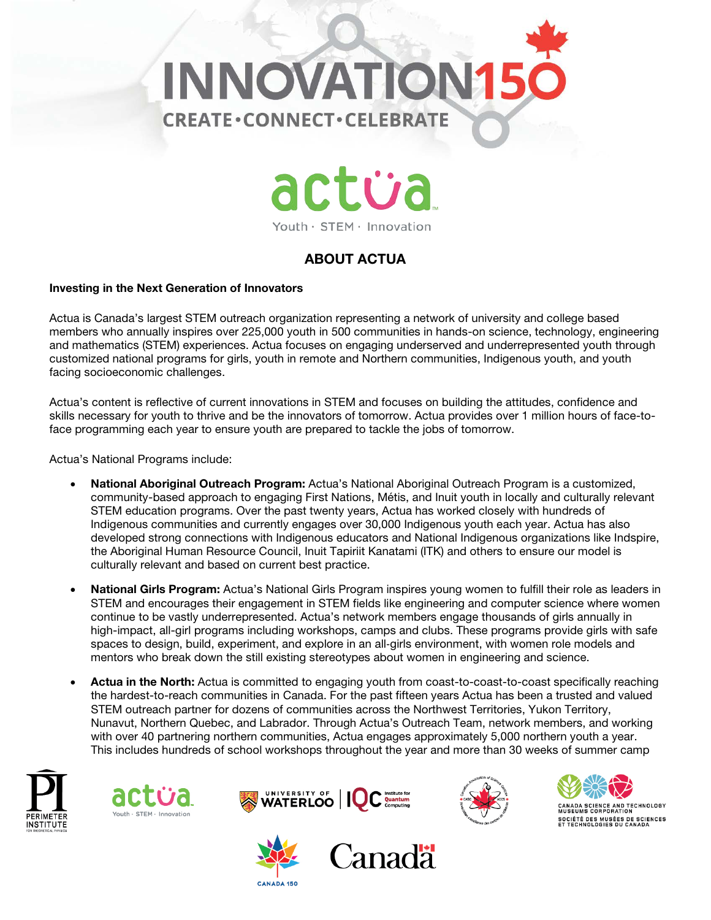# ABOUT ACTUA

**Investing in the Next Generation of Innovators**

Actua is Canada's largest STEM outreach organization representing a network of university and college based members who annually inspires over 225,000 youth in 500 communities in hands-on science, technology, engineering and mathematics (STEM) experiences. Actua focuses on engaging underserved and underrepresented youth through customized national programs for girls, youth in remote and Northern communities, Indigenous youth, and youth facing socioeconomic challenges.

Actua's content is reflective of current innovations in STEM and focuses on building the attitudes, confidence and skills necessary for youth to thrive and be the innovators of tomorrow. Actua provides over 1 million hours of face-to-face programming each year to ensure youth are prepared to tackle the jobs of tomorrow.

Actua's National Programs include:

- **National Aboriginal Outreach Program:** Actua's National Aboriginal Outreach Program is a customized, community-based approach to engaging First Nations, Métis, and Inuit youth in locally and culturally relevant STEM education programs. Over the past twenty years, Actua has worked closely with hundreds of Indigenous communities and currently engages over 30,000 Indigenous youth each year. Actua has also developed strong connections with Indigenous educators and National Indigenous organizations like Indspire, the Aboriginal Human Resource Council, Inuit Tapiriit Kanatami (ITK) and others to ensure our model is culturally relevant and based on current best practice.
- **National Girls Program:** Actua's National Girls Program inspires young women to fulfill their role as leaders in STEM and encourages their engagement in STEM fields like engineering and computer science where women continue to be vastly underrepresented. Actua's network members engage thousands of girls annually in high-impact, all-girl programs including workshops, camps and clubs. These programs provide girls with safe spaces to design, build, experiment, and explore in an all-girls environment, with women role models and mentors who break down the still existing stereotypes about women in engineering and science.
- **Actua in the North:** Actua is committed to engaging youth from coast-to-coast-to-coast specifically reaching the hardest-to-reach communities in Canada. For the past fifteen years Actua has been a trusted and valued STEM outreach partner for dozens of communities across the Northwest Territories, Yukon Territory, Nunavut, Northern Quebec, and Labrador. Through Actua's Outreach Team, network members, and working with over 40 partnering northern communities, Actua engages approximately 5,000 northern youth a year. This includes hundreds of school workshops throughout the year and more than 30 weeks of summer camp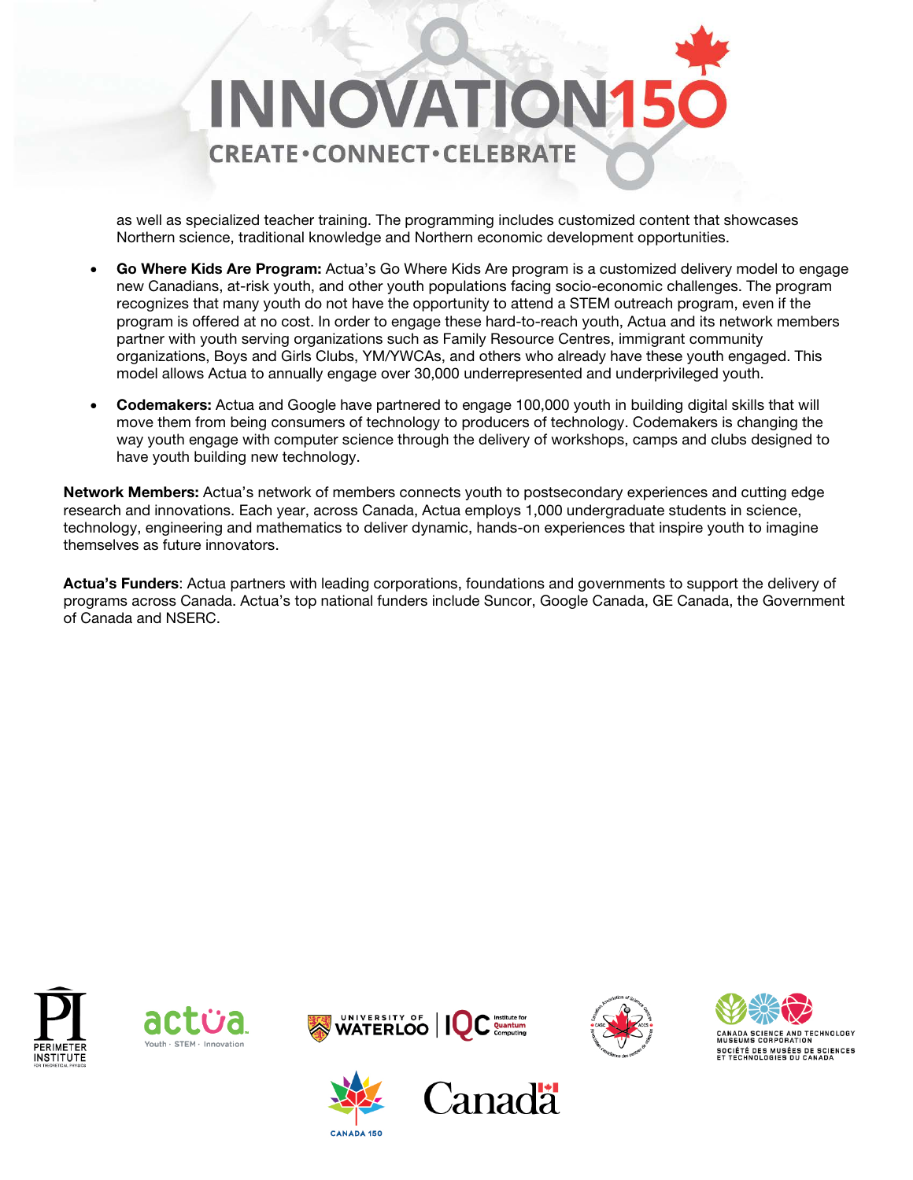as well as specialized teacher training. The programming includes customized content that showcases Northern science, traditional knowledge and Northern economic development opportunities.

- **Go Where Kids Are Program:** Actua's Go Where Kids Are program is a customized delivery model to engage new Canadians, at-risk youth, and other youth populations facing socio-economic challenges. The program recognizes that many youth do not have the opportunity to attend a STEM outreach program, even if the program is offered at no cost. In order to engage these hard-to-reach youth, Actua and its network members partner with youth serving organizations such as Family Resource Centres, immigrant community organizations, Boys and Girls Clubs, YM/YWCAs, and others who already have these youth engaged. This model allows Actua to annually engage over 30,000 underrepresented and underprivileged youth.
- **Codemakers:** Actua and Google have partnered to engage 100,000 youth in building digital skills that will move them from being consumers of technology to producers of technology. Codemakers is changing the way youth engage with computer science through the delivery of workshops, camps and clubs designed to have youth building new technology.

**Network Members:** Actua's network of members connects youth to postsecondary experiences and cutting edge research and innovations. Each year, across Canada, Actua employs 1,000 undergraduate students in science, technology, engineering and mathematics to deliver dynamic, hands-on experiences that inspire youth to imagine themselves as future innovators.

**Actua's Funders**: Actua partners with leading corporations, foundations and governments to support the delivery of programs across Canada. Actua's top national funders include Suncor, Google Canada, GE Canada, the Government of Canada and NSERC.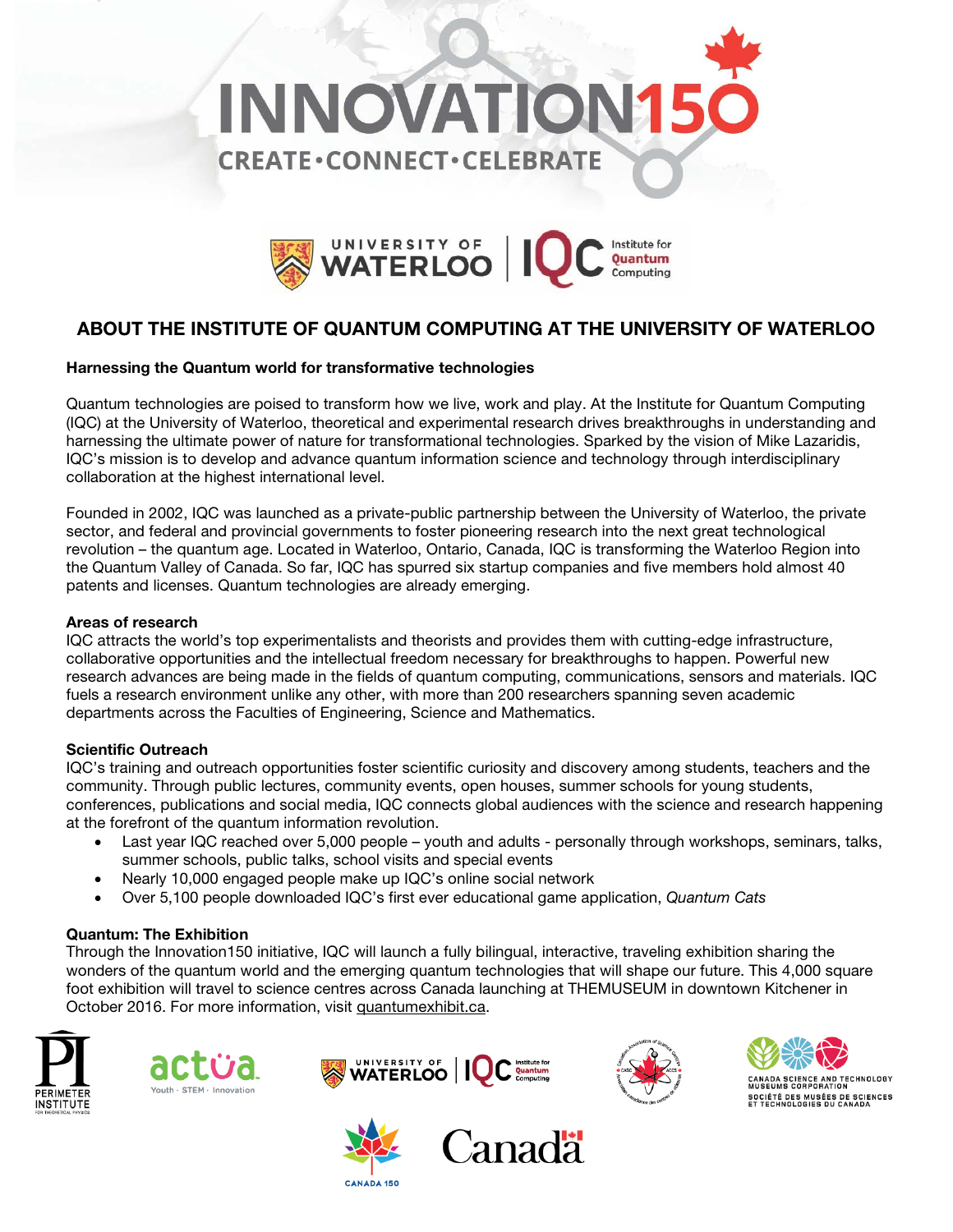# INNOVATION150

CREATE•CONNECT•CELEBRATE

UNIVERSITY OF WATERLOO | IQC Institute for Quantum Computing

## ABOUT THE INSTITUTE OF QUANTUM COMPUTING AT THE UNIVERSITY OF WATERLOO

**Harnessing the Quantum world for transformative technologies**

Quantum technologies are poised to transform how we live, work and play. At the Institute for Quantum Computing (IQC) at the University of Waterloo, theoretical and experimental research drives breakthroughs in understanding and harnessing the ultimate power of nature for transformational technologies. Sparked by the vision of Mike Lazaridis, IQC's mission is to develop and advance quantum information science and technology through interdisciplinary collaboration at the highest international level.

Founded in 2002, IQC was launched as a private-public partnership between the University of Waterloo, the private sector, and federal and provincial governments to foster pioneering research into the next great technological revolution – the quantum age. Located in Waterloo, Ontario, Canada, IQC is transforming the Waterloo Region into the Quantum Valley of Canada. So far, IQC has spurred six startup companies and five members hold almost 40 patents and licenses. Quantum technologies are already emerging.

**Areas of research**

IQC attracts the world's top experimentalists and theorists and provides them with cutting-edge infrastructure, collaborative opportunities and the intellectual freedom necessary for breakthroughs to happen. Powerful new research advances are being made in the fields of quantum computing, communications, sensors and materials. IQC fuels a research environment unlike any other, with more than 200 researchers spanning seven academic departments across the Faculties of Engineering, Science and Mathematics.

**Scientific Outreach**

IQC's training and outreach opportunities foster scientific curiosity and discovery among students, teachers and the community. Through public lectures, community events, open houses, summer schools for young students, conferences, publications and social media, IQC connects global audiences with the science and research happening at the forefront of the quantum information revolution.

- Last year IQC reached over 5,000 people – youth and adults - personally through workshops, seminars, talks, summer schools, public talks, school visits and special events
- Nearly 10,000 engaged people make up IQC's online social network
- Over 5,100 people downloaded IQC's first ever educational game application, *Quantum Cats*

**Quantum: The Exhibition**

Through the Innovation150 initiative, IQC will launch a fully bilingual, interactive, traveling exhibition sharing the wonders of the quantum world and the emerging quantum technologies that will shape our future. This 4,000 square foot exhibition will travel to science centres across Canada launching at THEMUSEUM in downtown Kitchener in October 2016. For more information, visit quantumexhibit.ca.

PERIMETER INSTITUTE FOR THEORETICAL PHYSICS | actua Youth · STEM · Innovation | UNIVERSITY OF WATERLOO | IQC Institute for Quantum Computing | CANADA SCIENCE AND TECHNOLOGY MUSEUMS CORPORATION / SOCIÉTÉ DES MUSÉES DE SCIENCES ET TECHNOLOGIES DU CANADA | CANADA 150 | Canada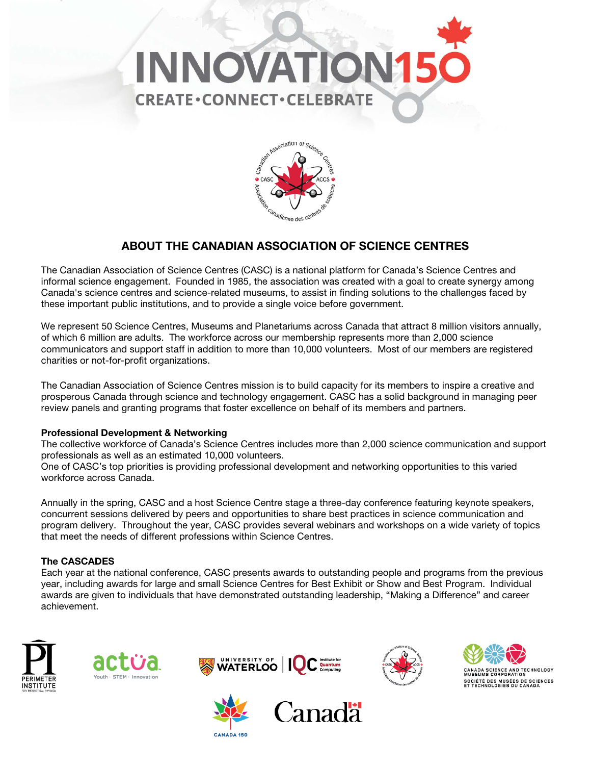# INNOVATION150

CREATE•CONNECT•CELEBRATE

## ABOUT THE CANADIAN ASSOCIATION OF SCIENCE CENTRES

The Canadian Association of Science Centres (CASC) is a national platform for Canada's Science Centres and informal science engagement. Founded in 1985, the association was created with a goal to create synergy among Canada's science centres and science-related museums, to assist in finding solutions to the challenges faced by these important public institutions, and to provide a single voice before government.

We represent 50 Science Centres, Museums and Planetariums across Canada that attract 8 million visitors annually, of which 6 million are adults. The workforce across our membership represents more than 2,000 science communicators and support staff in addition to more than 10,000 volunteers. Most of our members are registered charities or not-for-profit organizations.

The Canadian Association of Science Centres mission is to build capacity for its members to inspire a creative and prosperous Canada through science and technology engagement. CASC has a solid background in managing peer review panels and granting programs that foster excellence on behalf of its members and partners.

### Professional Development & Networking

The collective workforce of Canada's Science Centres includes more than 2,000 science communication and support professionals as well as an estimated 10,000 volunteers.
One of CASC's top priorities is providing professional development and networking opportunities to this varied workforce across Canada.

Annually in the spring, CASC and a host Science Centre stage a three-day conference featuring keynote speakers, concurrent sessions delivered by peers and opportunities to share best practices in science communication and program delivery. Throughout the year, CASC provides several webinars and workshops on a wide variety of topics that meet the needs of different professions within Science Centres.

### The CASCADES

Each year at the national conference, CASC presents awards to outstanding people and programs from the previous year, including awards for large and small Science Centres for Best Exhibit or Show and Best Program. Individual awards are given to individuals that have demonstrated outstanding leadership, "Making a Difference" and career achievement.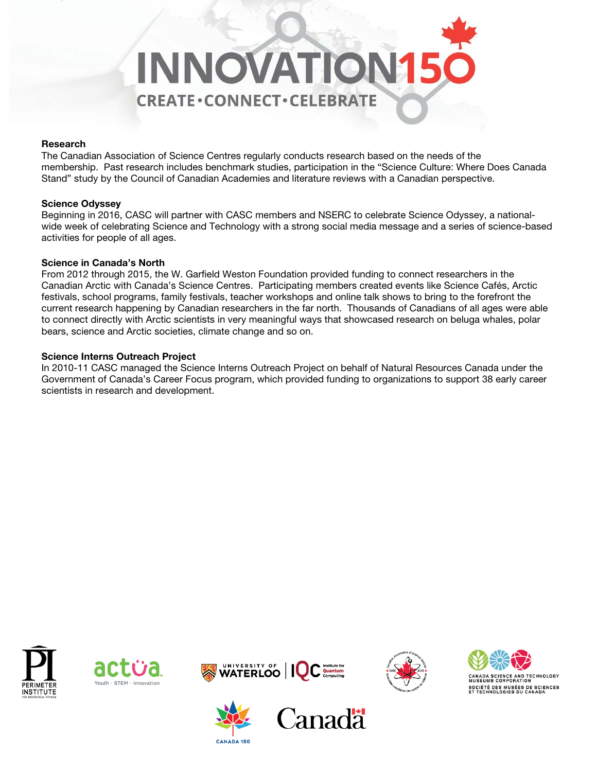## Research

The Canadian Association of Science Centres regularly conducts research based on the needs of the membership. Past research includes benchmark studies, participation in the "Science Culture: Where Does Canada Stand" study by the Council of Canadian Academies and literature reviews with a Canadian perspective.

## Science Odyssey

Beginning in 2016, CASC will partner with CASC members and NSERC to celebrate Science Odyssey, a national-wide week of celebrating Science and Technology with a strong social media message and a series of science-based activities for people of all ages.

## Science in Canada's North

From 2012 through 2015, the W. Garfield Weston Foundation provided funding to connect researchers in the Canadian Arctic with Canada's Science Centres. Participating members created events like Science Cafés, Arctic festivals, school programs, family festivals, teacher workshops and online talk shows to bring to the forefront the current research happening by Canadian researchers in the far north. Thousands of Canadians of all ages were able to connect directly with Arctic scientists in very meaningful ways that showcased research on beluga whales, polar bears, science and Arctic societies, climate change and so on.

## Science Interns Outreach Project

In 2010-11 CASC managed the Science Interns Outreach Project on behalf of Natural Resources Canada under the Government of Canada's Career Focus program, which provided funding to organizations to support 38 early career scientists in research and development.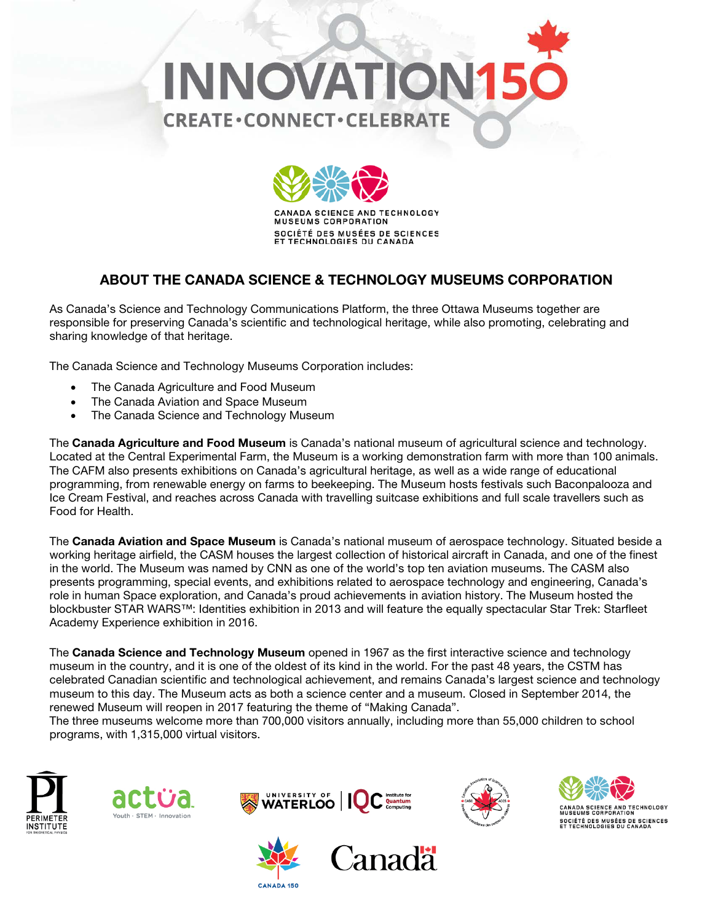## ABOUT THE CANADA SCIENCE & TECHNOLOGY MUSEUMS CORPORATION

As Canada's Science and Technology Communications Platform, the three Ottawa Museums together are responsible for preserving Canada's scientific and technological heritage, while also promoting, celebrating and sharing knowledge of that heritage.

The Canada Science and Technology Museums Corporation includes:

- The Canada Agriculture and Food Museum
- The Canada Aviation and Space Museum
- The Canada Science and Technology Museum

The **Canada Agriculture and Food Museum** is Canada's national museum of agricultural science and technology. Located at the Central Experimental Farm, the Museum is a working demonstration farm with more than 100 animals. The CAFM also presents exhibitions on Canada's agricultural heritage, as well as a wide range of educational programming, from renewable energy on farms to beekeeping. The Museum hosts festivals such Baconpalooza and Ice Cream Festival, and reaches across Canada with travelling suitcase exhibitions and full scale travellers such as Food for Health.

The **Canada Aviation and Space Museum** is Canada's national museum of aerospace technology. Situated beside a working heritage airfield, the CASM houses the largest collection of historical aircraft in Canada, and one of the finest in the world. The Museum was named by CNN as one of the world's top ten aviation museums. The CASM also presents programming, special events, and exhibitions related to aerospace technology and engineering, Canada's role in human Space exploration, and Canada's proud achievements in aviation history. The Museum hosted the blockbuster STAR WARS™: Identities exhibition in 2013 and will feature the equally spectacular Star Trek: Starfleet Academy Experience exhibition in 2016.

The **Canada Science and Technology Museum** opened in 1967 as the first interactive science and technology museum in the country, and it is one of the oldest of its kind in the world. For the past 48 years, the CSTM has celebrated Canadian scientific and technological achievement, and remains Canada's largest science and technology museum to this day. The Museum acts as both a science center and a museum. Closed in September 2014, the renewed Museum will reopen in 2017 featuring the theme of "Making Canada".

The three museums welcome more than 700,000 visitors annually, including more than 55,000 children to school programs, with 1,315,000 virtual visitors.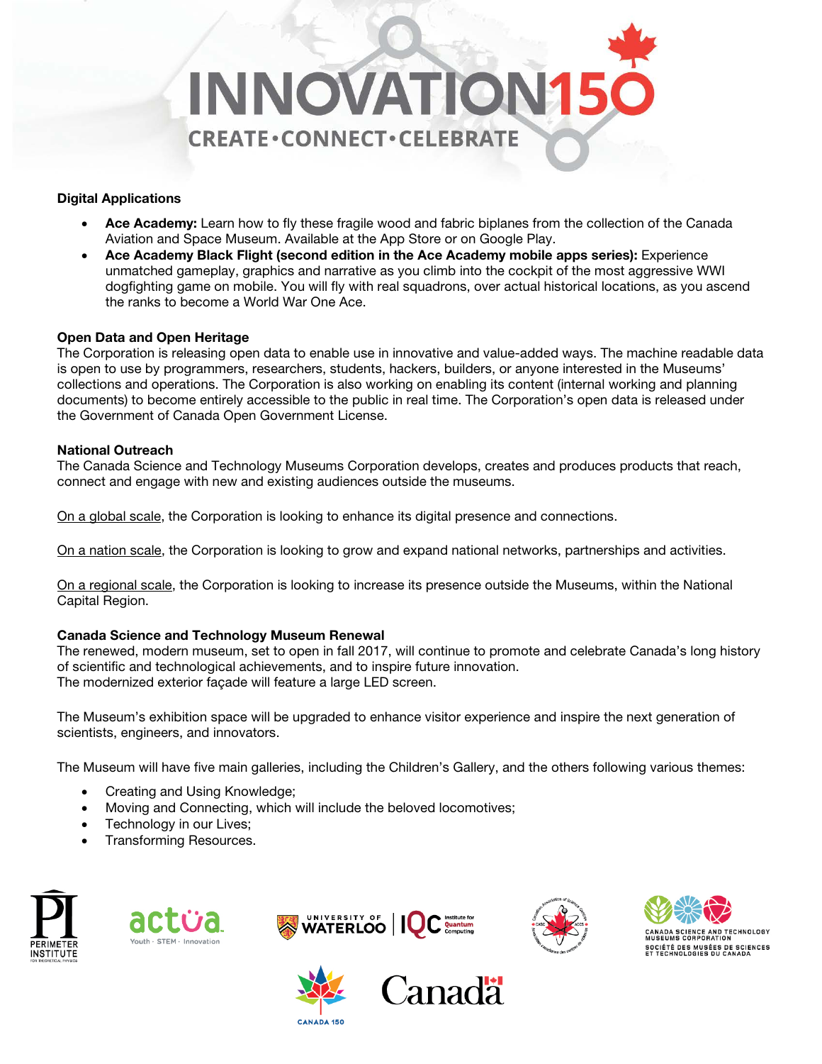**Digital Applications**

- **Ace Academy:** Learn how to fly these fragile wood and fabric biplanes from the collection of the Canada Aviation and Space Museum. Available at the App Store or on Google Play.
- **Ace Academy Black Flight (second edition in the Ace Academy mobile apps series):** Experience unmatched gameplay, graphics and narrative as you climb into the cockpit of the most aggressive WWI dogfighting game on mobile. You will fly with real squadrons, over actual historical locations, as you ascend the ranks to become a World War One Ace.

**Open Data and Open Heritage**

The Corporation is releasing open data to enable use in innovative and value-added ways. The machine readable data is open to use by programmers, researchers, students, hackers, builders, or anyone interested in the Museums' collections and operations. The Corporation is also working on enabling its content (internal working and planning documents) to become entirely accessible to the public in real time. The Corporation's open data is released under the Government of Canada Open Government License.

**National Outreach**

The Canada Science and Technology Museums Corporation develops, creates and produces products that reach, connect and engage with new and existing audiences outside the museums.

On a global scale, the Corporation is looking to enhance its digital presence and connections.

On a nation scale, the Corporation is looking to grow and expand national networks, partnerships and activities.

On a regional scale, the Corporation is looking to increase its presence outside the Museums, within the National Capital Region.

**Canada Science and Technology Museum Renewal**

The renewed, modern museum, set to open in fall 2017, will continue to promote and celebrate Canada's long history of scientific and technological achievements, and to inspire future innovation.
The modernized exterior façade will feature a large LED screen.

The Museum's exhibition space will be upgraded to enhance visitor experience and inspire the next generation of scientists, engineers, and innovators.

The Museum will have five main galleries, including the Children's Gallery, and the others following various themes:

- Creating and Using Knowledge;
- Moving and Connecting, which will include the beloved locomotives;
- Technology in our Lives;
- Transforming Resources.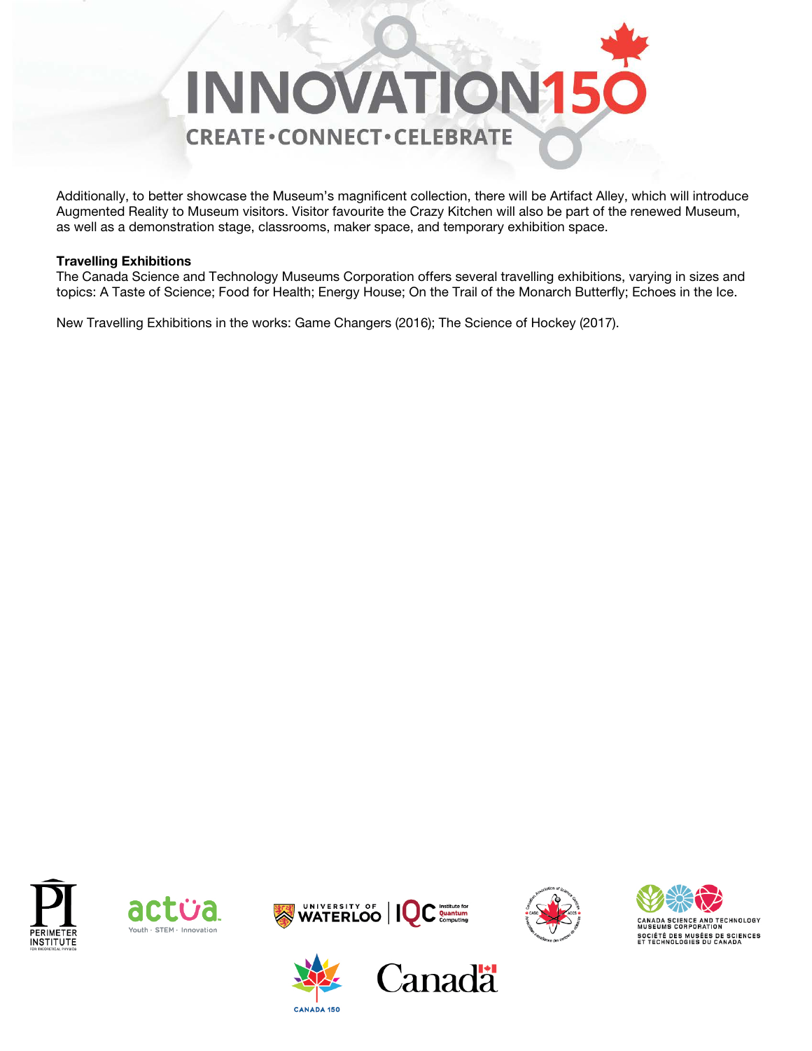Additionally, to better showcase the Museum's magnificent collection, there will be Artifact Alley, which will introduce Augmented Reality to Museum visitors. Visitor favourite the Crazy Kitchen will also be part of the renewed Museum, as well as a demonstration stage, classrooms, maker space, and temporary exhibition space.

**Travelling Exhibitions**
The Canada Science and Technology Museums Corporation offers several travelling exhibitions, varying in sizes and topics: A Taste of Science; Food for Health; Energy House; On the Trail of the Monarch Butterfly; Echoes in the Ice.

New Travelling Exhibitions in the works: Game Changers (2016); The Science of Hockey (2017).